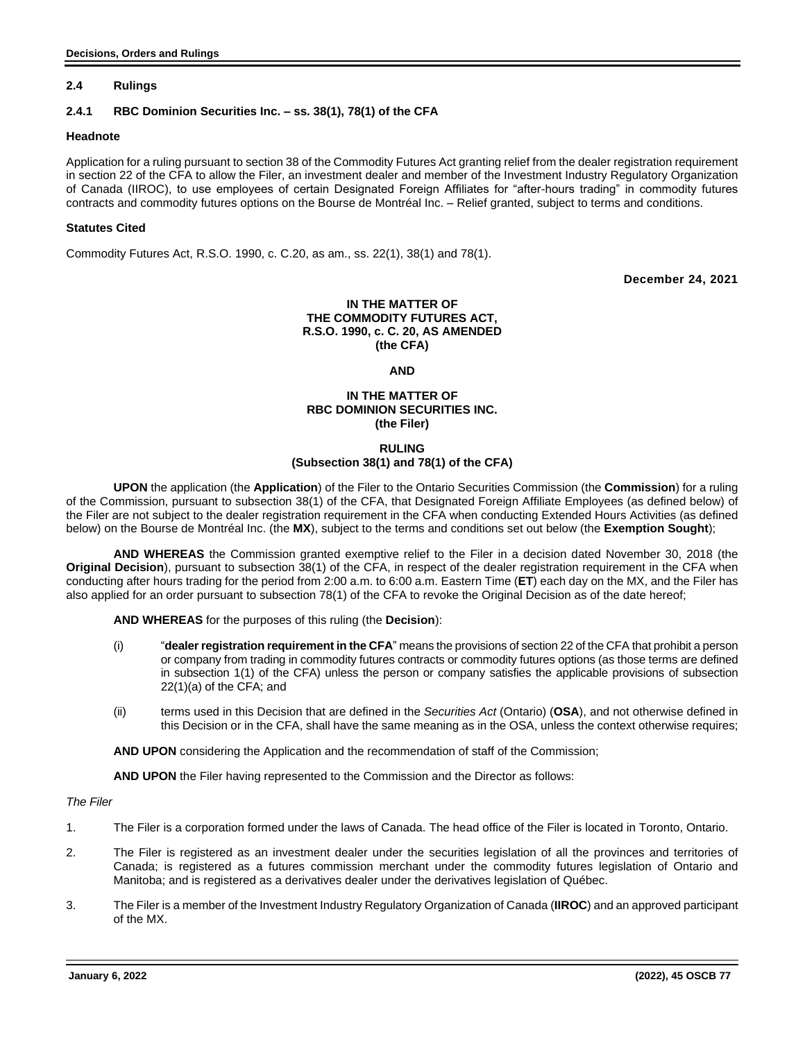## 2.4 Rulings

### 2.4.1 RBC Dominion Securities Inc. – ss. 38(1), 78(1) of the CFA

**Headnote**

Application for a ruling pursuant to section 38 of the Commodity Futures Act granting relief from the dealer registration requirement in section 22 of the CFA to allow the Filer, an investment dealer and member of the Investment Industry Regulatory Organization of Canada (IIROC), to use employees of certain Designated Foreign Affiliates for "after-hours trading" in commodity futures contracts and commodity futures options on the Bourse de Montréal Inc. – Relief granted, subject to terms and conditions.

**Statutes Cited**

Commodity Futures Act, R.S.O. 1990, c. C.20, as am., ss. 22(1), 38(1) and 78(1).

**December 24, 2021**

**IN THE MATTER OF
THE COMMODITY FUTURES ACT,
R.S.O. 1990, c. C. 20, AS AMENDED
(the CFA)**

**AND**

**IN THE MATTER OF
RBC DOMINION SECURITIES INC.
(the Filer)**

**RULING
(Subsection 38(1) and 78(1) of the CFA)**

**UPON** the application (the **Application**) of the Filer to the Ontario Securities Commission (the **Commission**) for a ruling of the Commission, pursuant to subsection 38(1) of the CFA, that Designated Foreign Affiliate Employees (as defined below) of the Filer are not subject to the dealer registration requirement in the CFA when conducting Extended Hours Activities (as defined below) on the Bourse de Montréal Inc. (the **MX**), subject to the terms and conditions set out below (the **Exemption Sought**);

**AND WHEREAS** the Commission granted exemptive relief to the Filer in a decision dated November 30, 2018 (the **Original Decision**), pursuant to subsection 38(1) of the CFA, in respect of the dealer registration requirement in the CFA when conducting after hours trading for the period from 2:00 a.m. to 6:00 a.m. Eastern Time (**ET**) each day on the MX, and the Filer has also applied for an order pursuant to subsection 78(1) of the CFA to revoke the Original Decision as of the date hereof;

**AND WHEREAS** for the purposes of this ruling (the **Decision**):

(i) "**dealer registration requirement in the CFA**" means the provisions of section 22 of the CFA that prohibit a person or company from trading in commodity futures contracts or commodity futures options (as those terms are defined in subsection 1(1) of the CFA) unless the person or company satisfies the applicable provisions of subsection 22(1)(a) of the CFA; and

(ii) terms used in this Decision that are defined in the *Securities Act* (Ontario) (**OSA**), and not otherwise defined in this Decision or in the CFA, shall have the same meaning as in the OSA, unless the context otherwise requires;

**AND UPON** considering the Application and the recommendation of staff of the Commission;

**AND UPON** the Filer having represented to the Commission and the Director as follows:

*The Filer*

1. The Filer is a corporation formed under the laws of Canada. The head office of the Filer is located in Toronto, Ontario.

2. The Filer is registered as an investment dealer under the securities legislation of all the provinces and territories of Canada; is registered as a futures commission merchant under the commodity futures legislation of Ontario and Manitoba; and is registered as a derivatives dealer under the derivatives legislation of Québec.

3. The Filer is a member of the Investment Industry Regulatory Organization of Canada (**IIROC**) and an approved participant of the MX.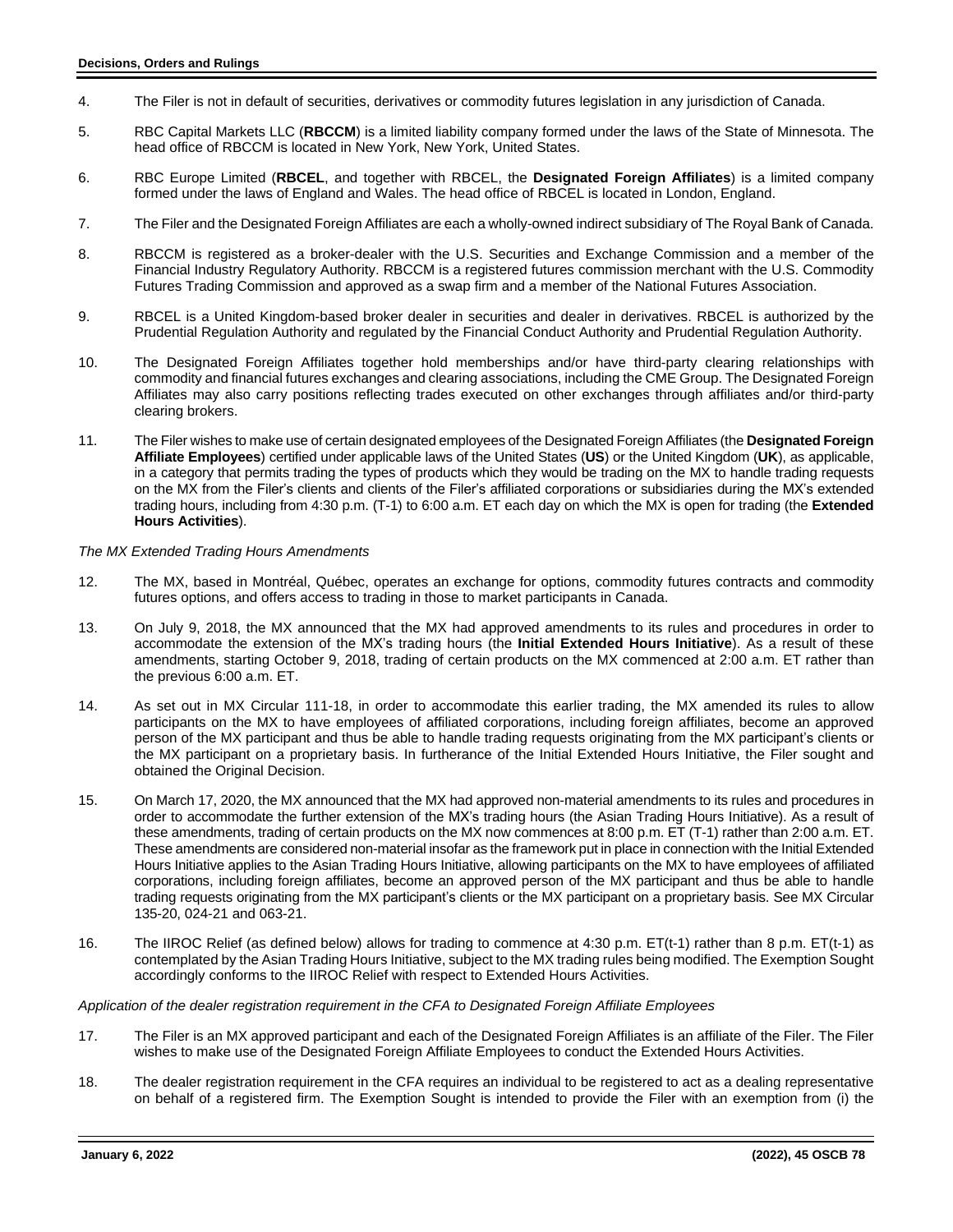4. The Filer is not in default of securities, derivatives or commodity futures legislation in any jurisdiction of Canada.

5. RBC Capital Markets LLC (**RBCCM**) is a limited liability company formed under the laws of the State of Minnesota. The head office of RBCCM is located in New York, New York, United States.

6. RBC Europe Limited (**RBCEL**, and together with RBCEL, the **Designated Foreign Affiliates**) is a limited company formed under the laws of England and Wales. The head office of RBCEL is located in London, England.

7. The Filer and the Designated Foreign Affiliates are each a wholly-owned indirect subsidiary of The Royal Bank of Canada.

8. RBCCM is registered as a broker-dealer with the U.S. Securities and Exchange Commission and a member of the Financial Industry Regulatory Authority. RBCCM is a registered futures commission merchant with the U.S. Commodity Futures Trading Commission and approved as a swap firm and a member of the National Futures Association.

9. RBCEL is a United Kingdom-based broker dealer in securities and dealer in derivatives. RBCEL is authorized by the Prudential Regulation Authority and regulated by the Financial Conduct Authority and Prudential Regulation Authority.

10. The Designated Foreign Affiliates together hold memberships and/or have third-party clearing relationships with commodity and financial futures exchanges and clearing associations, including the CME Group. The Designated Foreign Affiliates may also carry positions reflecting trades executed on other exchanges through affiliates and/or third-party clearing brokers.

11. The Filer wishes to make use of certain designated employees of the Designated Foreign Affiliates (the **Designated Foreign Affiliate Employees**) certified under applicable laws of the United States (**US**) or the United Kingdom (**UK**), as applicable, in a category that permits trading the types of products which they would be trading on the MX to handle trading requests on the MX from the Filer's clients and clients of the Filer's affiliated corporations or subsidiaries during the MX's extended trading hours, including from 4:30 p.m. (T-1) to 6:00 a.m. ET each day on which the MX is open for trading (the **Extended Hours Activities**).

*The MX Extended Trading Hours Amendments*

12. The MX, based in Montréal, Québec, operates an exchange for options, commodity futures contracts and commodity futures options, and offers access to trading in those to market participants in Canada.

13. On July 9, 2018, the MX announced that the MX had approved amendments to its rules and procedures in order to accommodate the extension of the MX's trading hours (the **Initial Extended Hours Initiative**). As a result of these amendments, starting October 9, 2018, trading of certain products on the MX commenced at 2:00 a.m. ET rather than the previous 6:00 a.m. ET.

14. As set out in MX Circular 111-18, in order to accommodate this earlier trading, the MX amended its rules to allow participants on the MX to have employees of affiliated corporations, including foreign affiliates, become an approved person of the MX participant and thus be able to handle trading requests originating from the MX participant's clients or the MX participant on a proprietary basis. In furtherance of the Initial Extended Hours Initiative, the Filer sought and obtained the Original Decision.

15. On March 17, 2020, the MX announced that the MX had approved non-material amendments to its rules and procedures in order to accommodate the further extension of the MX's trading hours (the Asian Trading Hours Initiative). As a result of these amendments, trading of certain products on the MX now commences at 8:00 p.m. ET (T-1) rather than 2:00 a.m. ET. These amendments are considered non-material insofar as the framework put in place in connection with the Initial Extended Hours Initiative applies to the Asian Trading Hours Initiative, allowing participants on the MX to have employees of affiliated corporations, including foreign affiliates, become an approved person of the MX participant and thus be able to handle trading requests originating from the MX participant's clients or the MX participant on a proprietary basis. See MX Circular 135-20, 024-21 and 063-21.

16. The IIROC Relief (as defined below) allows for trading to commence at 4:30 p.m. ET(t-1) rather than 8 p.m. ET(t-1) as contemplated by the Asian Trading Hours Initiative, subject to the MX trading rules being modified. The Exemption Sought accordingly conforms to the IIROC Relief with respect to Extended Hours Activities.

*Application of the dealer registration requirement in the CFA to Designated Foreign Affiliate Employees*

17. The Filer is an MX approved participant and each of the Designated Foreign Affiliates is an affiliate of the Filer. The Filer wishes to make use of the Designated Foreign Affiliate Employees to conduct the Extended Hours Activities.

18. The dealer registration requirement in the CFA requires an individual to be registered to act as a dealing representative on behalf of a registered firm. The Exemption Sought is intended to provide the Filer with an exemption from (i) the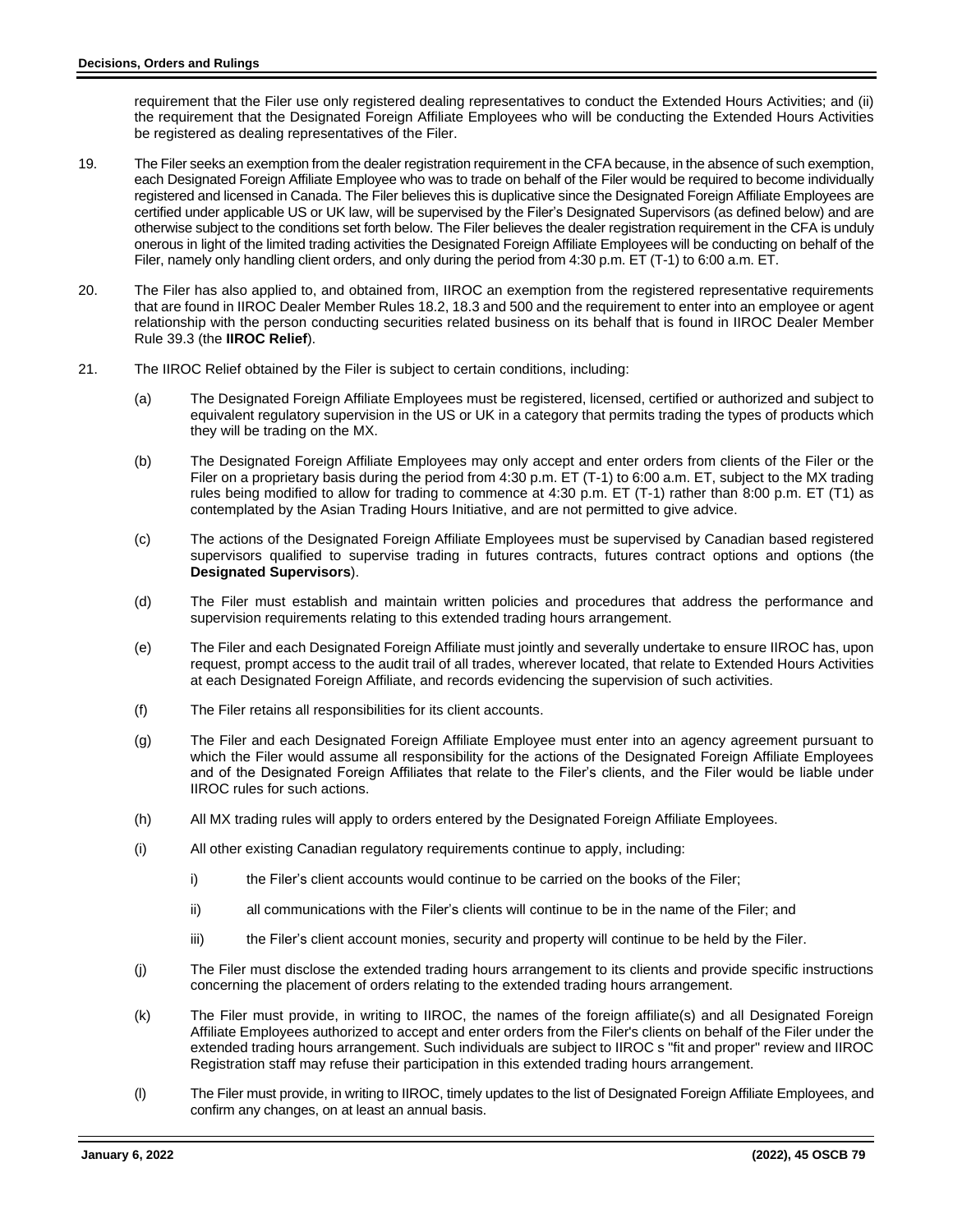requirement that the Filer use only registered dealing representatives to conduct the Extended Hours Activities; and (ii) the requirement that the Designated Foreign Affiliate Employees who will be conducting the Extended Hours Activities be registered as dealing representatives of the Filer.

19. The Filer seeks an exemption from the dealer registration requirement in the CFA because, in the absence of such exemption, each Designated Foreign Affiliate Employee who was to trade on behalf of the Filer would be required to become individually registered and licensed in Canada. The Filer believes this is duplicative since the Designated Foreign Affiliate Employees are certified under applicable US or UK law, will be supervised by the Filer's Designated Supervisors (as defined below) and are otherwise subject to the conditions set forth below. The Filer believes the dealer registration requirement in the CFA is unduly onerous in light of the limited trading activities the Designated Foreign Affiliate Employees will be conducting on behalf of the Filer, namely only handling client orders, and only during the period from 4:30 p.m. ET (T-1) to 6:00 a.m. ET.

20. The Filer has also applied to, and obtained from, IIROC an exemption from the registered representative requirements that are found in IIROC Dealer Member Rules 18.2, 18.3 and 500 and the requirement to enter into an employee or agent relationship with the person conducting securities related business on its behalf that is found in IIROC Dealer Member Rule 39.3 (the **IIROC Relief**).

21. The IIROC Relief obtained by the Filer is subject to certain conditions, including:

    (a) The Designated Foreign Affiliate Employees must be registered, licensed, certified or authorized and subject to equivalent regulatory supervision in the US or UK in a category that permits trading the types of products which they will be trading on the MX.

    (b) The Designated Foreign Affiliate Employees may only accept and enter orders from clients of the Filer or the Filer on a proprietary basis during the period from 4:30 p.m. ET (T-1) to 6:00 a.m. ET, subject to the MX trading rules being modified to allow for trading to commence at 4:30 p.m. ET (T-1) rather than 8:00 p.m. ET (T1) as contemplated by the Asian Trading Hours Initiative, and are not permitted to give advice.

    (c) The actions of the Designated Foreign Affiliate Employees must be supervised by Canadian based registered supervisors qualified to supervise trading in futures contracts, futures contract options and options (the **Designated Supervisors**).

    (d) The Filer must establish and maintain written policies and procedures that address the performance and supervision requirements relating to this extended trading hours arrangement.

    (e) The Filer and each Designated Foreign Affiliate must jointly and severally undertake to ensure IIROC has, upon request, prompt access to the audit trail of all trades, wherever located, that relate to Extended Hours Activities at each Designated Foreign Affiliate, and records evidencing the supervision of such activities.

    (f) The Filer retains all responsibilities for its client accounts.

    (g) The Filer and each Designated Foreign Affiliate Employee must enter into an agency agreement pursuant to which the Filer would assume all responsibility for the actions of the Designated Foreign Affiliate Employees and of the Designated Foreign Affiliates that relate to the Filer's clients, and the Filer would be liable under IIROC rules for such actions.

    (h) All MX trading rules will apply to orders entered by the Designated Foreign Affiliate Employees.

    (i) All other existing Canadian regulatory requirements continue to apply, including:

        i) the Filer's client accounts would continue to be carried on the books of the Filer;

        ii) all communications with the Filer's clients will continue to be in the name of the Filer; and

        iii) the Filer's client account monies, security and property will continue to be held by the Filer.

    (j) The Filer must disclose the extended trading hours arrangement to its clients and provide specific instructions concerning the placement of orders relating to the extended trading hours arrangement.

    (k) The Filer must provide, in writing to IIROC, the names of the foreign affiliate(s) and all Designated Foreign Affiliate Employees authorized to accept and enter orders from the Filer's clients on behalf of the Filer under the extended trading hours arrangement. Such individuals are subject to IIROC s "fit and proper" review and IIROC Registration staff may refuse their participation in this extended trading hours arrangement.

    (l) The Filer must provide, in writing to IIROC, timely updates to the list of Designated Foreign Affiliate Employees, and confirm any changes, on at least an annual basis.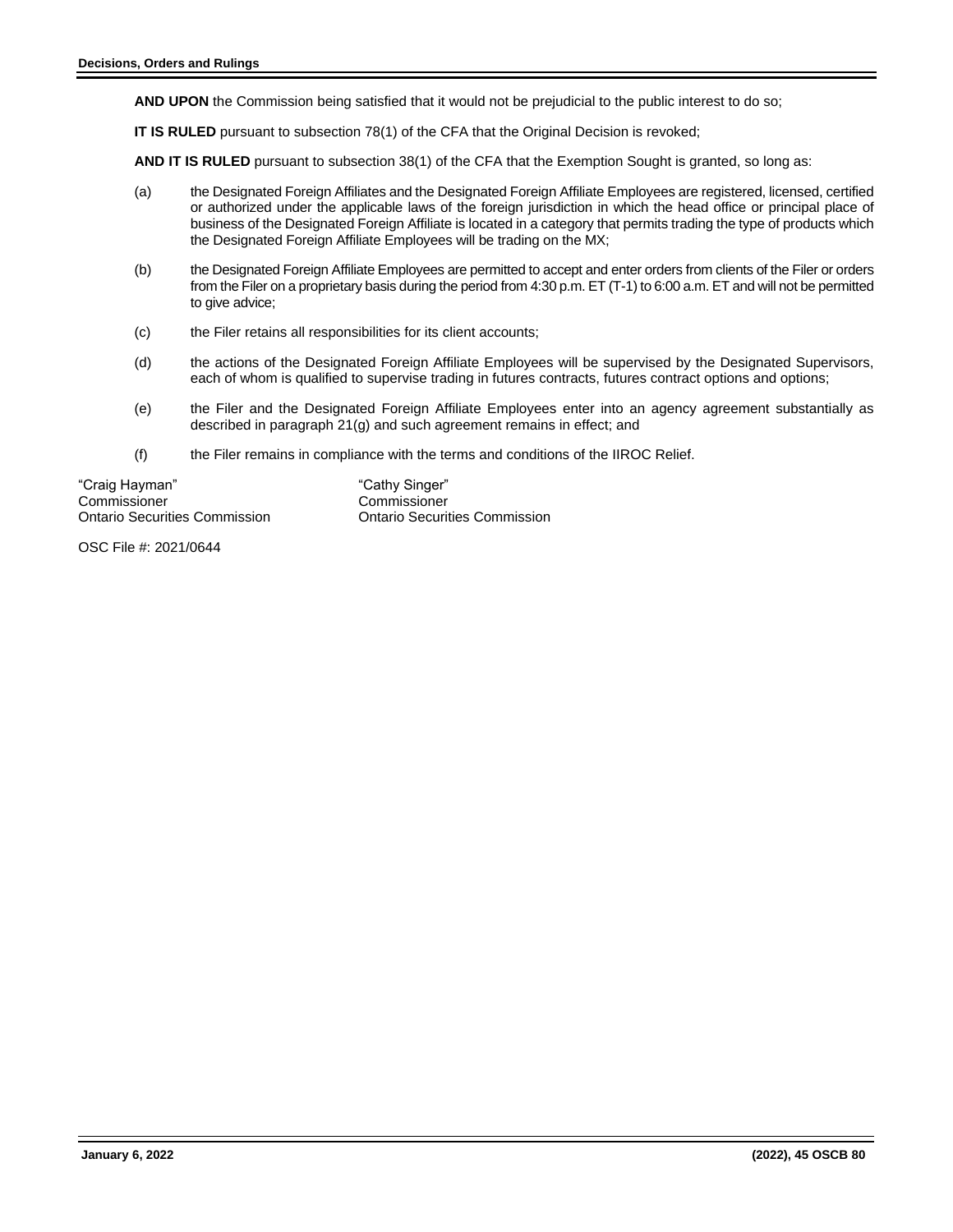**AND UPON** the Commission being satisfied that it would not be prejudicial to the public interest to do so;

**IT IS RULED** pursuant to subsection 78(1) of the CFA that the Original Decision is revoked;

**AND IT IS RULED** pursuant to subsection 38(1) of the CFA that the Exemption Sought is granted, so long as:

(a) the Designated Foreign Affiliates and the Designated Foreign Affiliate Employees are registered, licensed, certified or authorized under the applicable laws of the foreign jurisdiction in which the head office or principal place of business of the Designated Foreign Affiliate is located in a category that permits trading the type of products which the Designated Foreign Affiliate Employees will be trading on the MX;

(b) the Designated Foreign Affiliate Employees are permitted to accept and enter orders from clients of the Filer or orders from the Filer on a proprietary basis during the period from 4:30 p.m. ET (T-1) to 6:00 a.m. ET and will not be permitted to give advice;

(c) the Filer retains all responsibilities for its client accounts;

(d) the actions of the Designated Foreign Affiliate Employees will be supervised by the Designated Supervisors, each of whom is qualified to supervise trading in futures contracts, futures contract options and options;

(e) the Filer and the Designated Foreign Affiliate Employees enter into an agency agreement substantially as described in paragraph 21(g) and such agreement remains in effect; and

(f) the Filer remains in compliance with the terms and conditions of the IIROC Relief.

"Craig Hayman"
Commissioner
Ontario Securities Commission

"Cathy Singer"
Commissioner
Ontario Securities Commission

OSC File #: 2021/0644